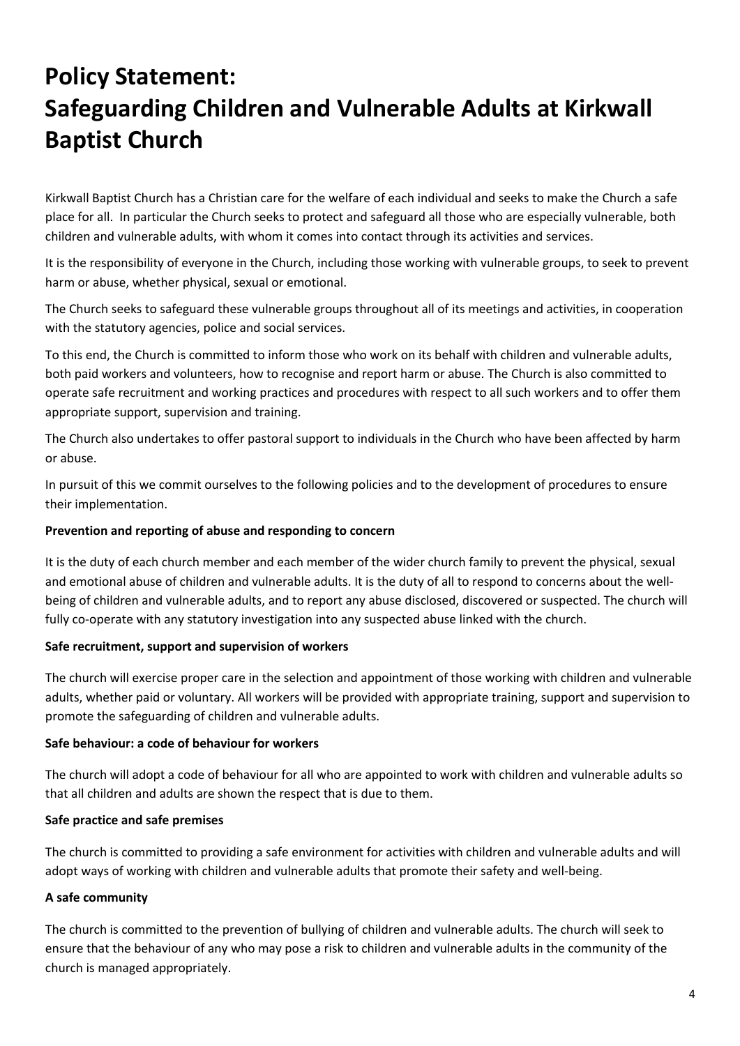# Policy Statement: Safeguarding Children and Vulnerable Adults at Kirkwall Baptist Church

Kirkwall Baptist Church has a Christian care for the welfare of each individual and seeks to make the Church a safe place for all. In particular the Church seeks to protect and safeguard all those who are especially vulnerable, both children and vulnerable adults, with whom it comes into contact through its activities and services.

It is the responsibility of everyone in the Church, including those working with vulnerable groups, to seek to prevent harm or abuse, whether physical, sexual or emotional.

The Church seeks to safeguard these vulnerable groups throughout all of its meetings and activities, in cooperation with the statutory agencies, police and social services.

To this end, the Church is committed to inform those who work on its behalf with children and vulnerable adults, both paid workers and volunteers, how to recognise and report harm or abuse. The Church is also committed to operate safe recruitment and working practices and procedures with respect to all such workers and to offer them appropriate support, supervision and training.

The Church also undertakes to offer pastoral support to individuals in the Church who have been affected by harm or abuse.

In pursuit of this we commit ourselves to the following policies and to the development of procedures to ensure their implementation.

**Prevention and reporting of abuse and responding to concern**

It is the duty of each church member and each member of the wider church family to prevent the physical, sexual and emotional abuse of children and vulnerable adults. It is the duty of all to respond to concerns about the well-being of children and vulnerable adults, and to report any abuse disclosed, discovered or suspected. The church will fully co-operate with any statutory investigation into any suspected abuse linked with the church.

**Safe recruitment, support and supervision of workers**

The church will exercise proper care in the selection and appointment of those working with children and vulnerable adults, whether paid or voluntary. All workers will be provided with appropriate training, support and supervision to promote the safeguarding of children and vulnerable adults.

**Safe behaviour: a code of behaviour for workers**

The church will adopt a code of behaviour for all who are appointed to work with children and vulnerable adults so that all children and adults are shown the respect that is due to them.

**Safe practice and safe premises**

The church is committed to providing a safe environment for activities with children and vulnerable adults and will adopt ways of working with children and vulnerable adults that promote their safety and well-being.

**A safe community**

The church is committed to the prevention of bullying of children and vulnerable adults. The church will seek to ensure that the behaviour of any who may pose a risk to children and vulnerable adults in the community of the church is managed appropriately.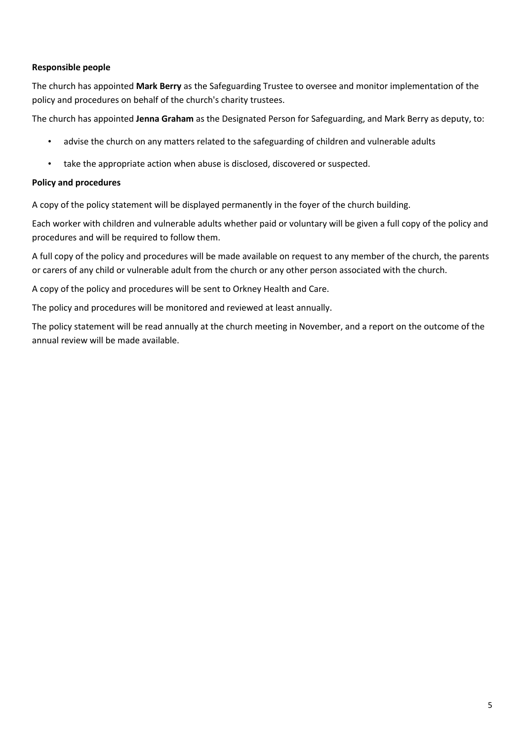**Responsible people**

The church has appointed **Mark Berry** as the Safeguarding Trustee to oversee and monitor implementation of the policy and procedures on behalf of the church's charity trustees.

The church has appointed **Jenna Graham** as the Designated Person for Safeguarding, and Mark Berry as deputy, to:

- advise the church on any matters related to the safeguarding of children and vulnerable adults
- take the appropriate action when abuse is disclosed, discovered or suspected.

**Policy and procedures**

A copy of the policy statement will be displayed permanently in the foyer of the church building.

Each worker with children and vulnerable adults whether paid or voluntary will be given a full copy of the policy and procedures and will be required to follow them.

A full copy of the policy and procedures will be made available on request to any member of the church, the parents or carers of any child or vulnerable adult from the church or any other person associated with the church.

A copy of the policy and procedures will be sent to Orkney Health and Care.

The policy and procedures will be monitored and reviewed at least annually.

The policy statement will be read annually at the church meeting in November, and a report on the outcome of the annual review will be made available.